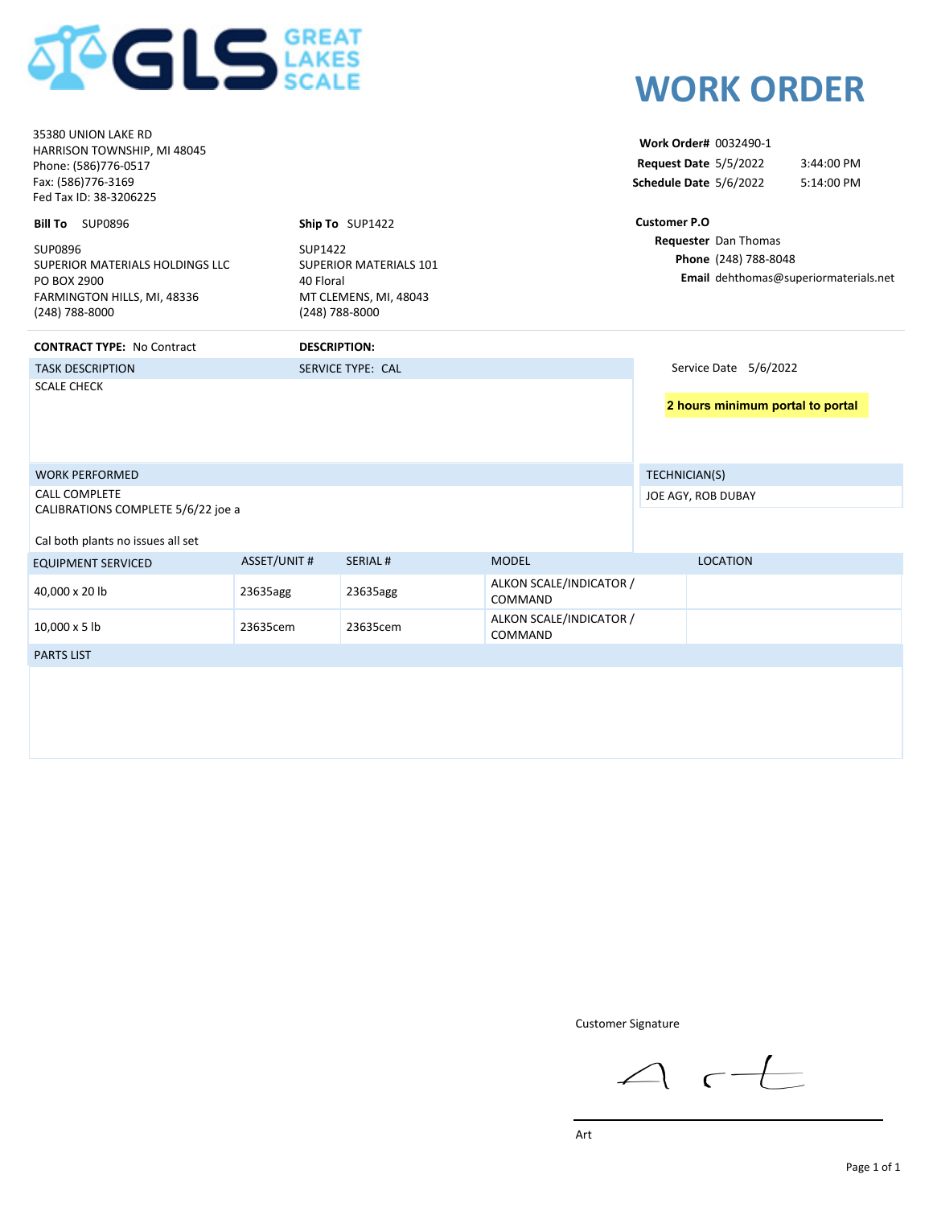# GREAT LAKES SCALE

35380 UNION LAKE RD
HARRISON TOWNSHIP, MI 48045
Phone: (586)776-0517
Fax: (586)776-3169
Fed Tax ID: 38-3206225

# WORK ORDER

**Work Order#** 0032490-1
**Request Date** 5/5/2022 3:44:00 PM
**Schedule Date** 5/6/2022 5:14:00 PM

**Bill To** SUP0896

SUP0896
SUPERIOR MATERIALS HOLDINGS LLC
PO BOX 2900
FARMINGTON HILLS, MI, 48336
(248) 788-8000

**Ship To** SUP1422

SUP1422
SUPERIOR MATERIALS 101
40 Floral
MT CLEMENS, MI, 48043
(248) 788-8000

**Customer P.O**
**Requester** Dan Thomas
**Phone** (248) 788-8048
**Email** dehthomas@superiormaterials.net

**CONTRACT TYPE:** No Contract

**DESCRIPTION:**

TASK DESCRIPTION — SERVICE TYPE: CAL

SCALE CHECK

Service Date 5/6/2022

**2 hours minimum portal to portal**

WORK PERFORMED

CALL COMPLETE
CALIBRATIONS COMPLETE 5/6/22 joe a

Cal both plants no issues all set

TECHNICIAN(S)

JOE AGY, ROB DUBAY

| EQUIPMENT SERVICED | ASSET/UNIT # | SERIAL # | MODEL | LOCATION |
|---|---|---|---|---|
| 40,000 x 20 lb | 23635agg | 23635agg | ALKON SCALE/INDICATOR / COMMAND | |
| 10,000 x 5 lb | 23635cem | 23635cem | ALKON SCALE/INDICATOR / COMMAND | |

PARTS LIST

Customer Signature

Art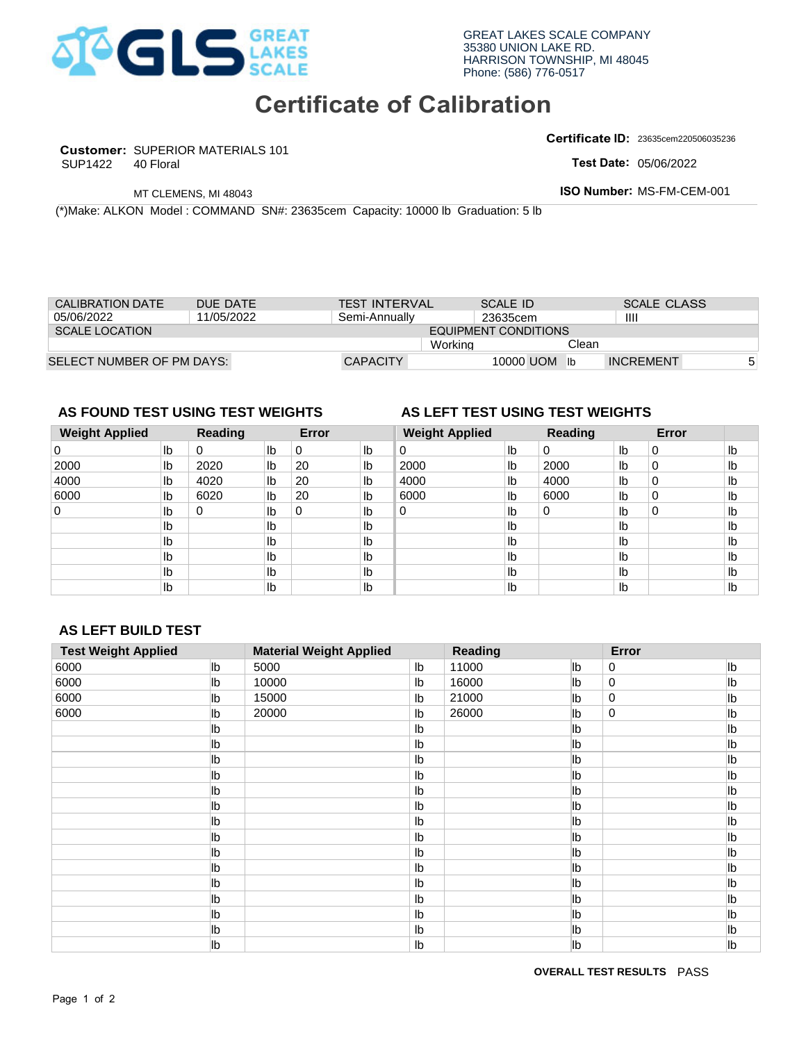GREAT LAKES SCALE COMPANY
35380 UNION LAKE RD.
HARRISON TOWNSHIP, MI 48045
Phone: (586) 776-0517

# Certificate of Calibration

**Customer:** SUPERIOR MATERIALS 101
SUP1422 40 Floral

MT CLEMENS, MI 48043

**Certificate ID:** 23635cem220506035236
**Test Date:** 05/06/2022
**ISO Number:** MS-FM-CEM-001

(*)Make: ALKON Model : COMMAND SN#: 23635cem Capacity: 10000 lb Graduation: 5 lb

| CALIBRATION DATE | DUE DATE | TEST INTERVAL | SCALE ID | SCALE CLASS |
|---|---|---|---|---|
| 05/06/2022 | 11/05/2022 | Semi-Annually | 23635cem | IIII |

| SCALE LOCATION | EQUIPMENT CONDITIONS | |
|---|---|---|
| | Working | Clean |

| SELECT NUMBER OF PM DAYS: | CAPACITY | 10000 UOM lb | INCREMENT | 5 |
|---|---|---|---|---|

## AS FOUND TEST USING TEST WEIGHTS

| Weight Applied | | Reading | | Error | |
|---|---|---|---|---|---|
| 0 | lb | 0 | lb | 0 | lb |
| 2000 | lb | 2020 | lb | 20 | lb |
| 4000 | lb | 4020 | lb | 20 | lb |
| 6000 | lb | 6020 | lb | 20 | lb |
| 0 | lb | 0 | lb | 0 | lb |
| | lb | | lb | | lb |
| | lb | | lb | | lb |
| | lb | | lb | | lb |
| | lb | | lb | | lb |
| | lb | | lb | | lb |

## AS LEFT TEST USING TEST WEIGHTS

| Weight Applied | | Reading | | Error | |
|---|---|---|---|---|---|
| 0 | lb | 0 | lb | 0 | lb |
| 2000 | lb | 2000 | lb | 0 | lb |
| 4000 | lb | 4000 | lb | 0 | lb |
| 6000 | lb | 6000 | lb | 0 | lb |
| 0 | lb | 0 | lb | 0 | lb |
| | lb | | lb | | lb |
| | lb | | lb | | lb |
| | lb | | lb | | lb |
| | lb | | lb | | lb |
| | lb | | lb | | lb |

## AS LEFT BUILD TEST

| Test Weight Applied | | Material Weight Applied | | Reading | | Error | |
|---|---|---|---|---|---|---|---|
| 6000 | lb | 5000 | lb | 11000 | lb | 0 | lb |
| 6000 | lb | 10000 | lb | 16000 | lb | 0 | lb |
| 6000 | lb | 15000 | lb | 21000 | lb | 0 | lb |
| 6000 | lb | 20000 | lb | 26000 | lb | 0 | lb |
| | lb | | lb | | lb | | lb |
| | lb | | lb | | lb | | lb |
| | lb | | lb | | lb | | lb |
| | lb | | lb | | lb | | lb |
| | lb | | lb | | lb | | lb |
| | lb | | lb | | lb | | lb |
| | lb | | lb | | lb | | lb |
| | lb | | lb | | lb | | lb |
| | lb | | lb | | lb | | lb |
| | lb | | lb | | lb | | lb |
| | lb | | lb | | lb | | lb |
| | lb | | lb | | lb | | lb |
| | lb | | lb | | lb | | lb |
| | lb | | lb | | lb | | lb |
| | lb | | lb | | lb | | lb |

**OVERALL TEST RESULTS** PASS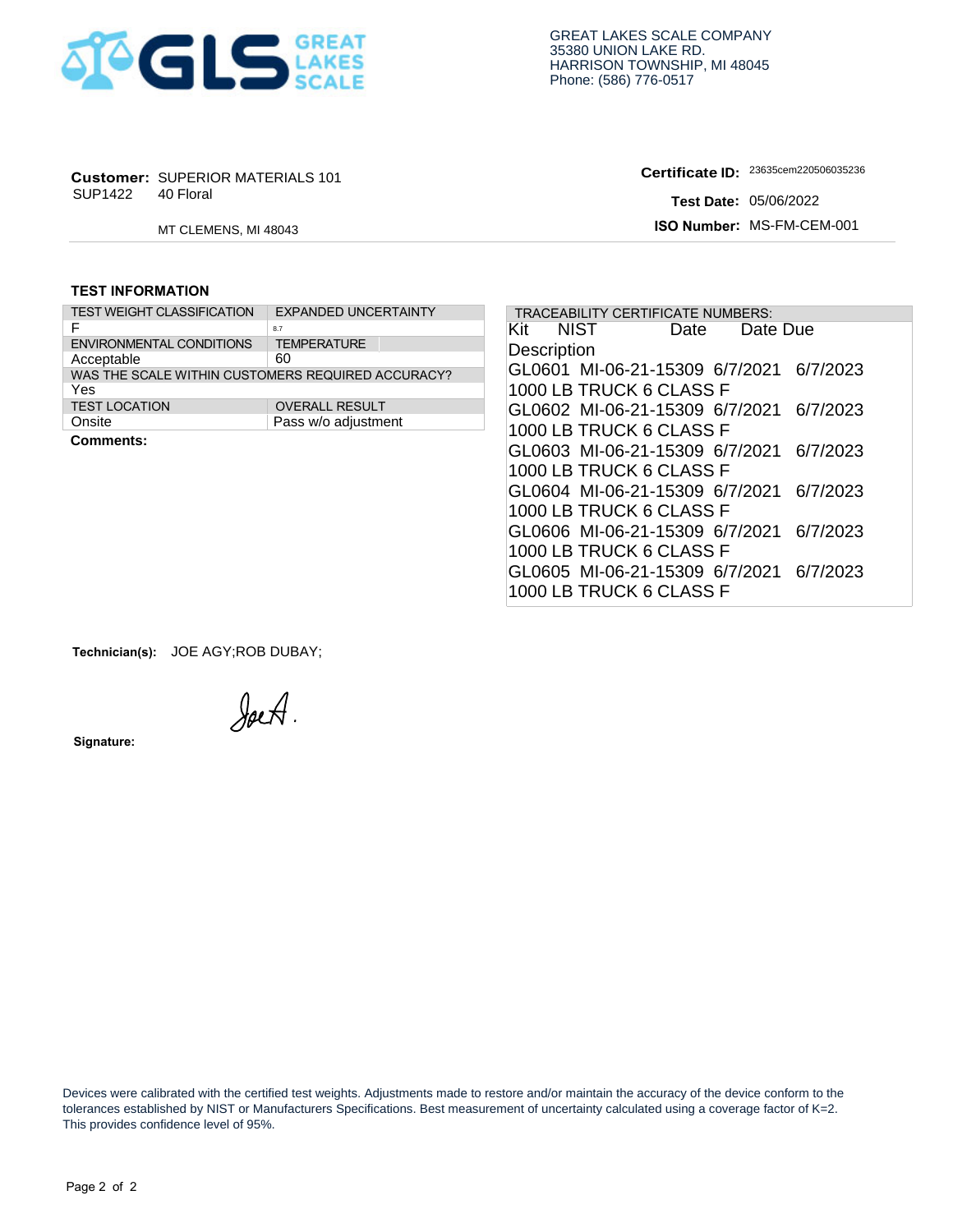GREAT LAKES SCALE COMPANY
35380 UNION LAKE RD.
HARRISON TOWNSHIP, MI 48045
Phone: (586) 776-0517

**Customer:** SUPERIOR MATERIALS 101
SUP1422 40 Floral

MT CLEMENS, MI 48043

**Certificate ID:** 23635cem220506035236

**Test Date:** 05/06/2022

**ISO Number:** MS-FM-CEM-001

## TEST INFORMATION

| TEST WEIGHT CLASSIFICATION | EXPANDED UNCERTAINTY |
| --- | --- |
| F | 8.7 |
| ENVIRONMENTAL CONDITIONS | TEMPERATURE |
| Acceptable | 60 |
| WAS THE SCALE WITHIN CUSTOMERS REQUIRED ACCURACY? | |
| Yes | |
| TEST LOCATION | OVERALL RESULT |
| Onsite | Pass w/o adjustment |

**Comments:**

| TRACEABILITY CERTIFICATE NUMBERS: | | | |
| --- | --- | --- | --- |
| Kit Description | NIST | Date | Date Due |
| GL0601 1000 LB TRUCK 6 CLASS F | MI-06-21-15309 | 6/7/2021 | 6/7/2023 |
| GL0602 1000 LB TRUCK 6 CLASS F | MI-06-21-15309 | 6/7/2021 | 6/7/2023 |
| GL0603 1000 LB TRUCK 6 CLASS F | MI-06-21-15309 | 6/7/2021 | 6/7/2023 |
| GL0604 1000 LB TRUCK 6 CLASS F | MI-06-21-15309 | 6/7/2021 | 6/7/2023 |
| GL0606 1000 LB TRUCK 6 CLASS F | MI-06-21-15309 | 6/7/2021 | 6/7/2023 |
| GL0605 1000 LB TRUCK 6 CLASS F | MI-06-21-15309 | 6/7/2021 | 6/7/2023 |

**Technician(s):** JOE AGY;ROB DUBAY;

**Signature:** JoeA.

Devices were calibrated with the certified test weights. Adjustments made to restore and/or maintain the accuracy of the device conform to the tolerances established by NIST or Manufacturers Specifications. Best measurement of uncertainty calculated using a coverage factor of K=2. This provides confidence level of 95%.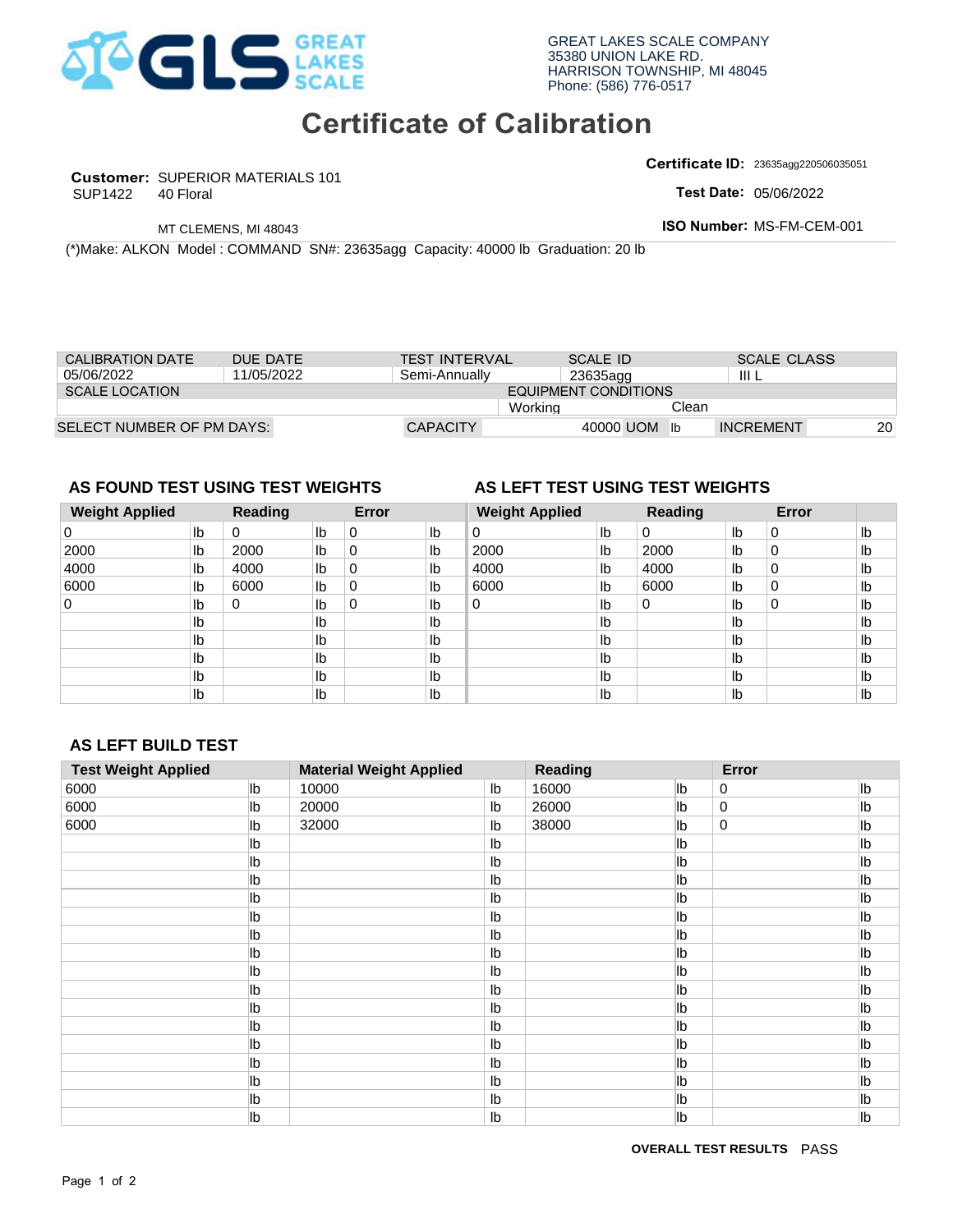GREAT LAKES SCALE COMPANY
35380 UNION LAKE RD.
HARRISON TOWNSHIP, MI 48045
Phone: (586) 776-0517

# Certificate of Calibration

**Customer:** SUPERIOR MATERIALS 101
SUP1422 40 Floral

MT CLEMENS, MI 48043

**Certificate ID:** 23635agg220506035051
**Test Date:** 05/06/2022
**ISO Number:** MS-FM-CEM-001

(*)Make: ALKON Model : COMMAND SN#: 23635agg Capacity: 40000 lb Graduation: 20 lb

| CALIBRATION DATE | DUE DATE | TEST INTERVAL | SCALE ID | SCALE CLASS |
|---|---|---|---|---|
| 05/06/2022 | 11/05/2022 | Semi-Annually | 23635agg | III L |

| SCALE LOCATION | EQUIPMENT CONDITIONS | |
|---|---|---|
| | Working | Clean |

| SELECT NUMBER OF PM DAYS: | CAPACITY | 40000 UOM | lb | INCREMENT | 20 |
|---|---|---|---|---|---|

## AS FOUND TEST USING TEST WEIGHTS

| Weight Applied | | Reading | | Error | |
|---|---|---|---|---|---|
| 0 | lb | 0 | lb | 0 | lb |
| 2000 | lb | 2000 | lb | 0 | lb |
| 4000 | lb | 4000 | lb | 0 | lb |
| 6000 | lb | 6000 | lb | 0 | lb |
| 0 | lb | 0 | lb | 0 | lb |
| | lb | | lb | | lb |
| | lb | | lb | | lb |
| | lb | | lb | | lb |
| | lb | | lb | | lb |
| | lb | | lb | | lb |

## AS LEFT TEST USING TEST WEIGHTS

| Weight Applied | | Reading | | Error | |
|---|---|---|---|---|---|
| 0 | lb | 0 | lb | 0 | lb |
| 2000 | lb | 2000 | lb | 0 | lb |
| 4000 | lb | 4000 | lb | 0 | lb |
| 6000 | lb | 6000 | lb | 0 | lb |
| 0 | lb | 0 | lb | 0 | lb |
| | lb | | lb | | lb |
| | lb | | lb | | lb |
| | lb | | lb | | lb |
| | lb | | lb | | lb |
| | lb | | lb | | lb |

## AS LEFT BUILD TEST

| Test Weight Applied | | Material Weight Applied | | Reading | | Error | |
|---|---|---|---|---|---|---|---|
| 6000 | lb | 10000 | lb | 16000 | lb | 0 | lb |
| 6000 | lb | 20000 | lb | 26000 | lb | 0 | lb |
| 6000 | lb | 32000 | lb | 38000 | lb | 0 | lb |
| | lb | | lb | | lb | | lb |
| | lb | | lb | | lb | | lb |
| | lb | | lb | | lb | | lb |
| | lb | | lb | | lb | | lb |
| | lb | | lb | | lb | | lb |
| | lb | | lb | | lb | | lb |
| | lb | | lb | | lb | | lb |
| | lb | | lb | | lb | | lb |
| | lb | | lb | | lb | | lb |
| | lb | | lb | | lb | | lb |
| | lb | | lb | | lb | | lb |
| | lb | | lb | | lb | | lb |
| | lb | | lb | | lb | | lb |
| | lb | | lb | | lb | | lb |
| | lb | | lb | | lb | | lb |
| | lb | | lb | | lb | | lb |

**OVERALL TEST RESULTS** PASS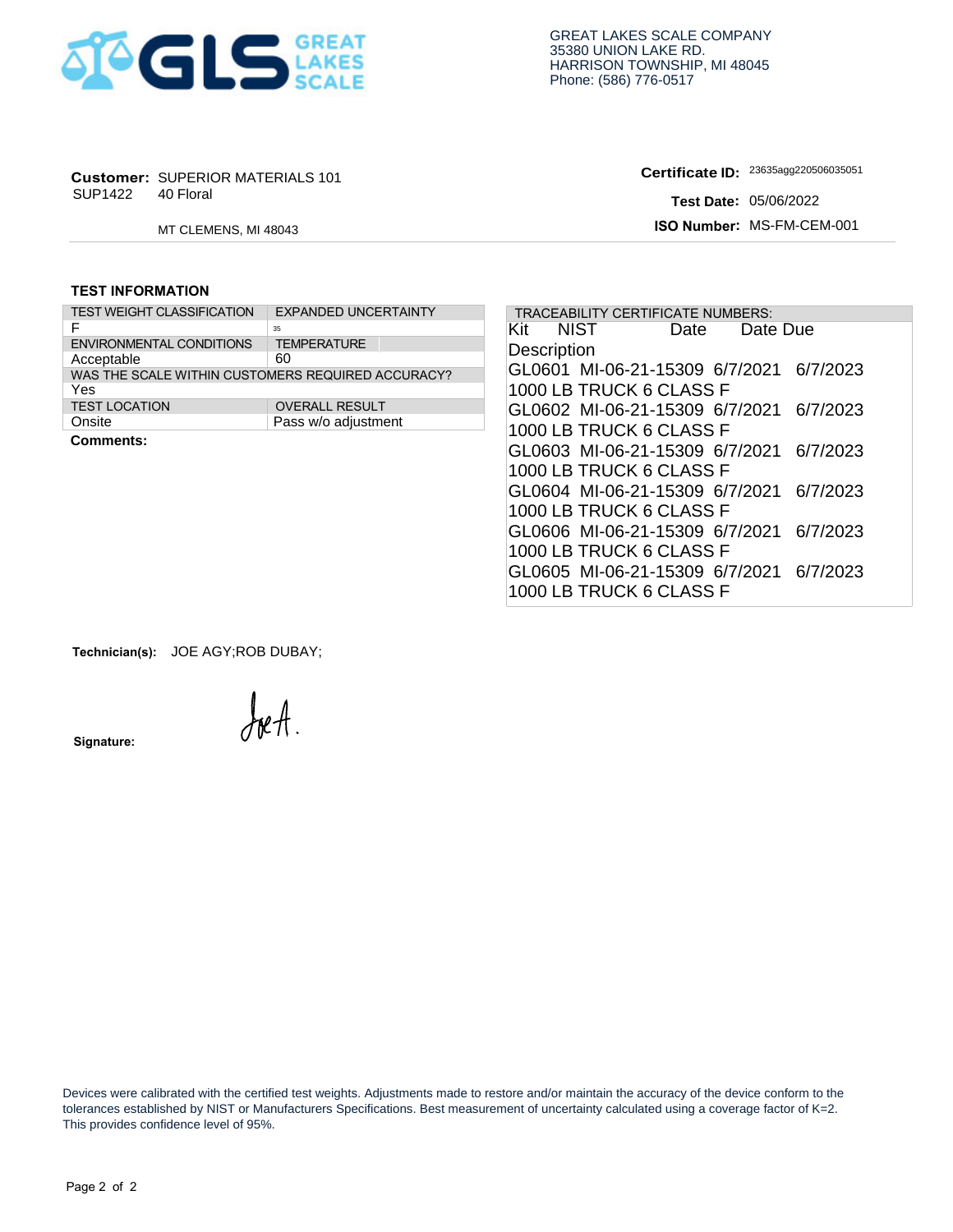GREAT LAKES SCALE COMPANY
35380 UNION LAKE RD.
HARRISON TOWNSHIP, MI 48045
Phone: (586) 776-0517

**Customer:** SUPERIOR MATERIALS 101
SUP1422 40 Floral

MT CLEMENS, MI 48043

**Certificate ID:** 23635agg220506035051
**Test Date:** 05/06/2022
**ISO Number:** MS-FM-CEM-001

## TEST INFORMATION

| TEST WEIGHT CLASSIFICATION | EXPANDED UNCERTAINTY |
|---|---|
| F | 35 |
| ENVIRONMENTAL CONDITIONS | TEMPERATURE |
| Acceptable | 60 |
| WAS THE SCALE WITHIN CUSTOMERS REQUIRED ACCURACY? | |
| Yes | |
| TEST LOCATION | OVERALL RESULT |
| Onsite | Pass w/o adjustment |

**Comments:**

TRACEABILITY CERTIFICATE NUMBERS:

| Kit | NIST | Date | Date Due |
|---|---|---|---|
| Description | | | |
| GL0601 | MI-06-21-15309 | 6/7/2021 | 6/7/2023 |
| 1000 LB TRUCK 6 CLASS F | | | |
| GL0602 | MI-06-21-15309 | 6/7/2021 | 6/7/2023 |
| 1000 LB TRUCK 6 CLASS F | | | |
| GL0603 | MI-06-21-15309 | 6/7/2021 | 6/7/2023 |
| 1000 LB TRUCK 6 CLASS F | | | |
| GL0604 | MI-06-21-15309 | 6/7/2021 | 6/7/2023 |
| 1000 LB TRUCK 6 CLASS F | | | |
| GL0606 | MI-06-21-15309 | 6/7/2021 | 6/7/2023 |
| 1000 LB TRUCK 6 CLASS F | | | |
| GL0605 | MI-06-21-15309 | 6/7/2021 | 6/7/2023 |
| 1000 LB TRUCK 6 CLASS F | | | |

**Technician(s):** JOE AGY;ROB DUBAY;

**Signature:** JoeA.

Devices were calibrated with the certified test weights. Adjustments made to restore and/or maintain the accuracy of the device conform to the tolerances established by NIST or Manufacturers Specifications. Best measurement of uncertainty calculated using a coverage factor of K=2. This provides confidence level of 95%.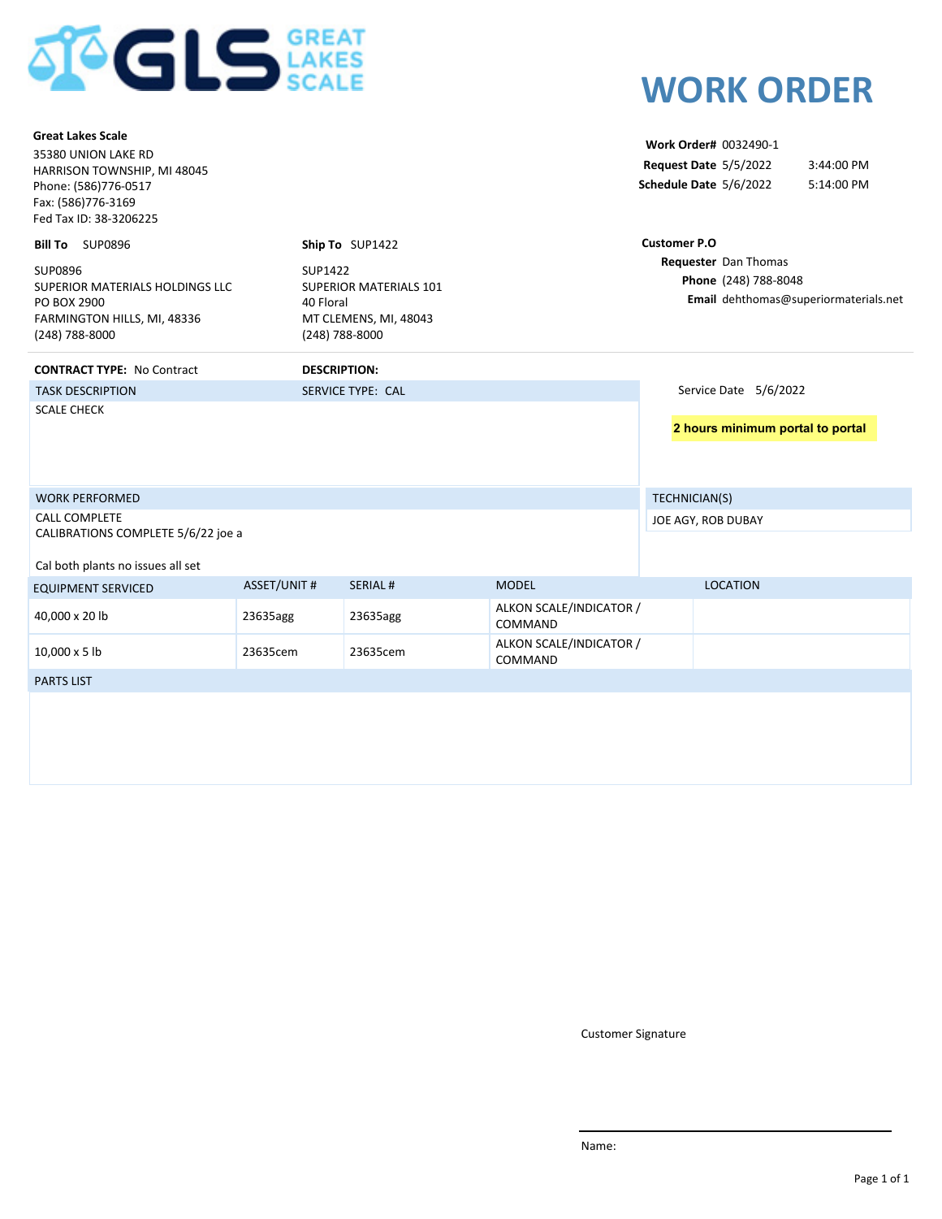GLS GREAT LAKES SCALE

# WORK ORDER

**Great Lakes Scale**
35380 UNION LAKE RD
HARRISON TOWNSHIP, MI 48045
Phone: (586)776-0517
Fax: (586)776-3169
Fed Tax ID: 38-3206225

| | | |
|---|---|---|
| **Work Order#** | 0032490-1 | |
| **Request Date** | 5/5/2022 | 3:44:00 PM |
| **Schedule Date** | 5/6/2022 | 5:14:00 PM |

**Bill To** SUP0896

SUP0896
SUPERIOR MATERIALS HOLDINGS LLC
PO BOX 2900
FARMINGTON HILLS, MI, 48336
(248) 788-8000

**Ship To** SUP1422

SUP1422
SUPERIOR MATERIALS 101
40 Floral
MT CLEMENS, MI, 48043
(248) 788-8000

**Customer P.O**

**Requester** Dan Thomas
**Phone** (248) 788-8048
**Email** dehthomas@superiormaterials.net

**CONTRACT TYPE:** No Contract

**DESCRIPTION:**

TASK DESCRIPTION — SERVICE TYPE: CAL

SCALE CHECK

Service Date 5/6/2022

**2 hours minimum portal to portal**

WORK PERFORMED

CALL COMPLETE
CALIBRATIONS COMPLETE 5/6/22 joe a

Cal both plants no issues all set

TECHNICIAN(S)

JOE AGY, ROB DUBAY

| EQUIPMENT SERVICED | ASSET/UNIT # | SERIAL # | MODEL | LOCATION |
|---|---|---|---|---|
| 40,000 x 20 lb | 23635agg | 23635agg | ALKON SCALE/INDICATOR / COMMAND | |
| 10,000 x 5 lb | 23635cem | 23635cem | ALKON SCALE/INDICATOR / COMMAND | |

PARTS LIST

Customer Signature

Name: